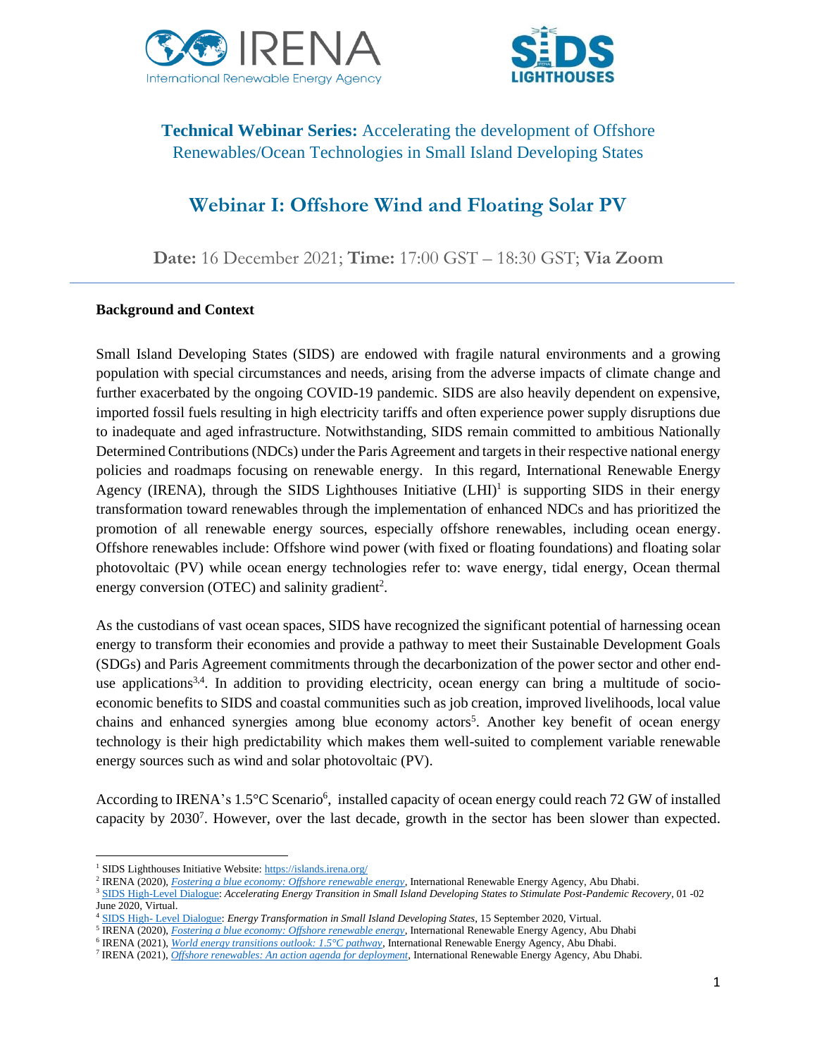**Technical Webinar Series:** Accelerating the development of Offshore Renewables/Ocean Technologies in Small Island Developing States

# Webinar I: Offshore Wind and Floating Solar PV

**Date:** 16 December 2021; **Time:** 17:00 GST – 18:30 GST; **Via Zoom**

---

**Background and Context**

Small Island Developing States (SIDS) are endowed with fragile natural environments and a growing population with special circumstances and needs, arising from the adverse impacts of climate change and further exacerbated by the ongoing COVID-19 pandemic. SIDS are also heavily dependent on expensive, imported fossil fuels resulting in high electricity tariffs and often experience power supply disruptions due to inadequate and aged infrastructure. Notwithstanding, SIDS remain committed to ambitious Nationally Determined Contributions (NDCs) under the Paris Agreement and targets in their respective national energy policies and roadmaps focusing on renewable energy. In this regard, International Renewable Energy Agency (IRENA), through the SIDS Lighthouses Initiative (LHI)[1] is supporting SIDS in their energy transformation toward renewables through the implementation of enhanced NDCs and has prioritized the promotion of all renewable energy sources, especially offshore renewables, including ocean energy. Offshore renewables include: Offshore wind power (with fixed or floating foundations) and floating solar photovoltaic (PV) while ocean energy technologies refer to: wave energy, tidal energy, Ocean thermal energy conversion (OTEC) and salinity gradient[2].

As the custodians of vast ocean spaces, SIDS have recognized the significant potential of harnessing ocean energy to transform their economies and provide a pathway to meet their Sustainable Development Goals (SDGs) and Paris Agreement commitments through the decarbonization of the power sector and other end-use applications[3,4]. In addition to providing electricity, ocean energy can bring a multitude of socio-economic benefits to SIDS and coastal communities such as job creation, improved livelihoods, local value chains and enhanced synergies among blue economy actors[5]. Another key benefit of ocean energy technology is their high predictability which makes them well-suited to complement variable renewable energy sources such as wind and solar photovoltaic (PV).

According to IRENA's 1.5°C Scenario[6], installed capacity of ocean energy could reach 72 GW of installed capacity by 2030[7]. However, over the last decade, growth in the sector has been slower than expected.

---

[1] SIDS Lighthouses Initiative Website: https://islands.irena.org/

[2] IRENA (2020), *Fostering a blue economy: Offshore renewable energy*, International Renewable Energy Agency, Abu Dhabi.

[3] SIDS High-Level Dialogue: *Accelerating Energy Transition in Small Island Developing States to Stimulate Post-Pandemic Recovery*, 01 -02 June 2020, Virtual.

[4] SIDS High- Level Dialogue: *Energy Transformation in Small Island Developing States*, 15 September 2020, Virtual.

[5] IRENA (2020), *Fostering a blue economy: Offshore renewable energy*, International Renewable Energy Agency, Abu Dhabi

[6] IRENA (2021), *World energy transitions outlook: 1.5°C pathway*, International Renewable Energy Agency, Abu Dhabi.

[7] IRENA (2021), *Offshore renewables: An action agenda for deployment*, International Renewable Energy Agency, Abu Dhabi.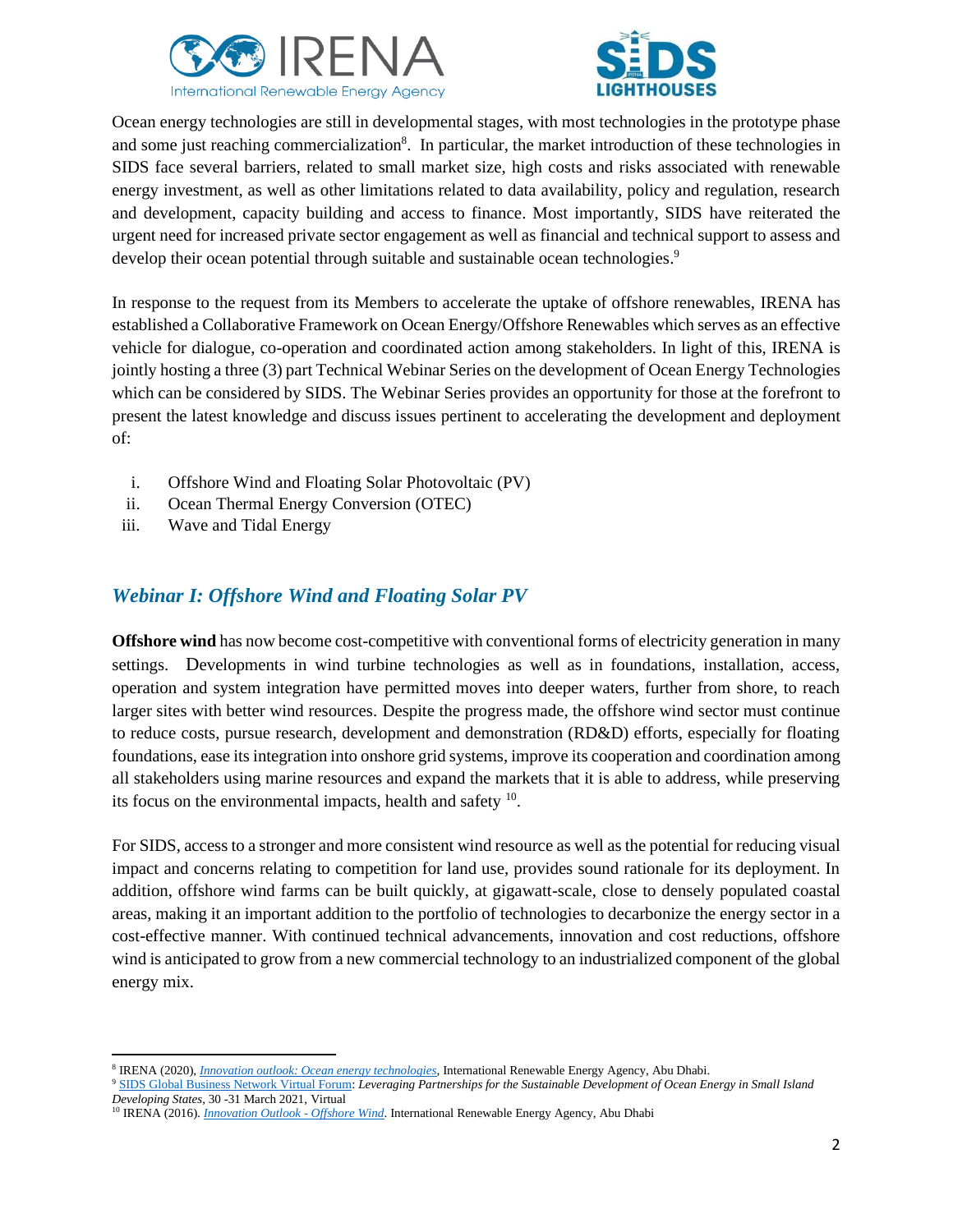Ocean energy technologies are still in developmental stages, with most technologies in the prototype phase and some just reaching commercialization[8]. In particular, the market introduction of these technologies in SIDS face several barriers, related to small market size, high costs and risks associated with renewable energy investment, as well as other limitations related to data availability, policy and regulation, research and development, capacity building and access to finance. Most importantly, SIDS have reiterated the urgent need for increased private sector engagement as well as financial and technical support to assess and develop their ocean potential through suitable and sustainable ocean technologies.[9]

In response to the request from its Members to accelerate the uptake of offshore renewables, IRENA has established a Collaborative Framework on Ocean Energy/Offshore Renewables which serves as an effective vehicle for dialogue, co-operation and coordinated action among stakeholders. In light of this, IRENA is jointly hosting a three (3) part Technical Webinar Series on the development of Ocean Energy Technologies which can be considered by SIDS. The Webinar Series provides an opportunity for those at the forefront to present the latest knowledge and discuss issues pertinent to accelerating the development and deployment of:

i. Offshore Wind and Floating Solar Photovoltaic (PV)
ii. Ocean Thermal Energy Conversion (OTEC)
iii. Wave and Tidal Energy

## *Webinar I: Offshore Wind and Floating Solar PV*

**Offshore wind** has now become cost-competitive with conventional forms of electricity generation in many settings. Developments in wind turbine technologies as well as in foundations, installation, access, operation and system integration have permitted moves into deeper waters, further from shore, to reach larger sites with better wind resources. Despite the progress made, the offshore wind sector must continue to reduce costs, pursue research, development and demonstration (RD&D) efforts, especially for floating foundations, ease its integration into onshore grid systems, improve its cooperation and coordination among all stakeholders using marine resources and expand the markets that it is able to address, while preserving its focus on the environmental impacts, health and safety [10].

For SIDS, access to a stronger and more consistent wind resource as well as the potential for reducing visual impact and concerns relating to competition for land use, provides sound rationale for its deployment. In addition, offshore wind farms can be built quickly, at gigawatt-scale, close to densely populated coastal areas, making it an important addition to the portfolio of technologies to decarbonize the energy sector in a cost-effective manner. With continued technical advancements, innovation and cost reductions, offshore wind is anticipated to grow from a new commercial technology to an industrialized component of the global energy mix.

---

[8] IRENA (2020), *Innovation outlook: Ocean energy technologies*, International Renewable Energy Agency, Abu Dhabi.
[9] SIDS Global Business Network Virtual Forum: *Leveraging Partnerships for the Sustainable Development of Ocean Energy in Small Island Developing States*, 30 -31 March 2021, Virtual
[10] IRENA (2016). *Innovation Outlook - Offshore Wind*. International Renewable Energy Agency, Abu Dhabi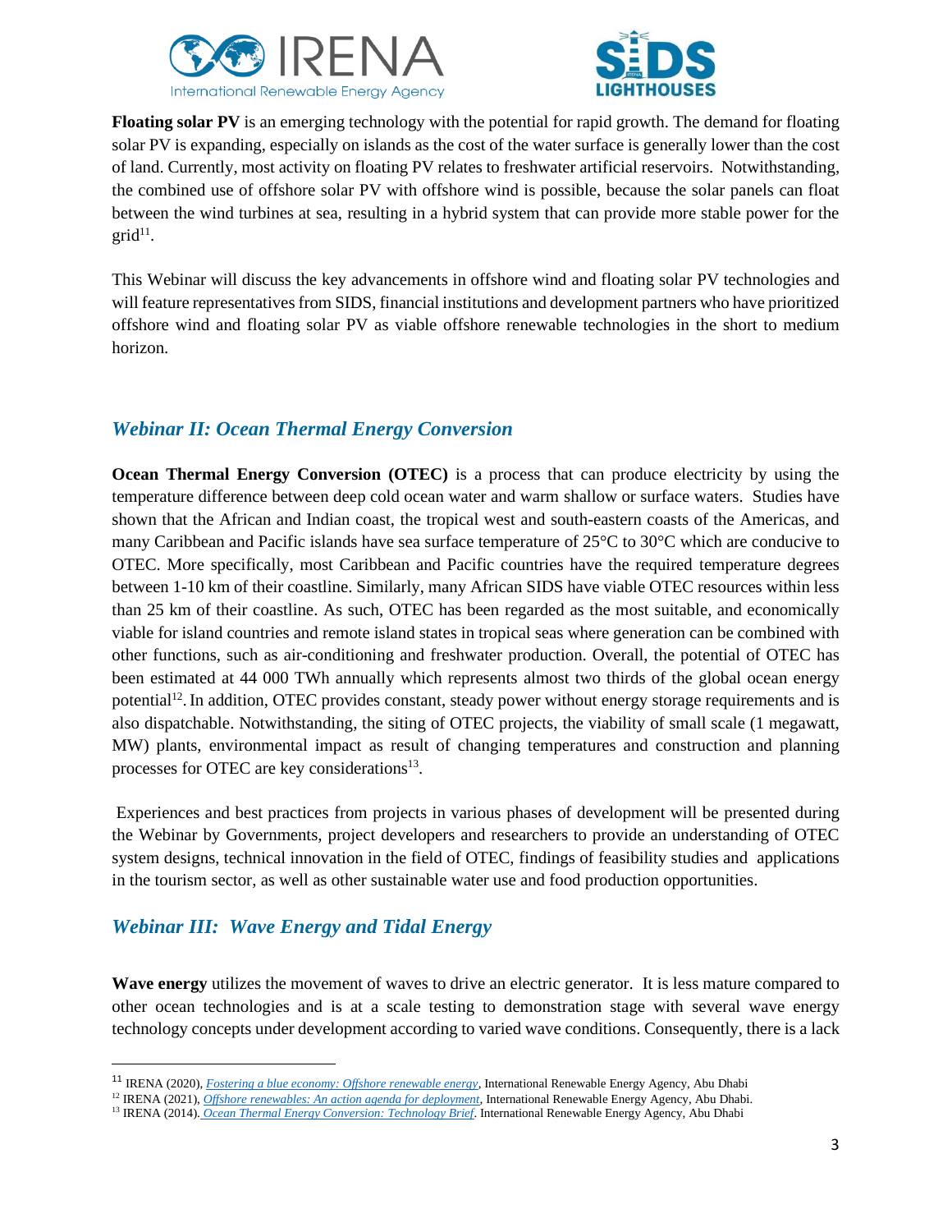**Floating solar PV** is an emerging technology with the potential for rapid growth. The demand for floating solar PV is expanding, especially on islands as the cost of the water surface is generally lower than the cost of land. Currently, most activity on floating PV relates to freshwater artificial reservoirs. Notwithstanding, the combined use of offshore solar PV with offshore wind is possible, because the solar panels can float between the wind turbines at sea, resulting in a hybrid system that can provide more stable power for the grid[11].

This Webinar will discuss the key advancements in offshore wind and floating solar PV technologies and will feature representatives from SIDS, financial institutions and development partners who have prioritized offshore wind and floating solar PV as viable offshore renewable technologies in the short to medium horizon.

## *Webinar II: Ocean Thermal Energy Conversion*

**Ocean Thermal Energy Conversion (OTEC)** is a process that can produce electricity by using the temperature difference between deep cold ocean water and warm shallow or surface waters. Studies have shown that the African and Indian coast, the tropical west and south-eastern coasts of the Americas, and many Caribbean and Pacific islands have sea surface temperature of 25°C to 30°C which are conducive to OTEC. More specifically, most Caribbean and Pacific countries have the required temperature degrees between 1-10 km of their coastline. Similarly, many African SIDS have viable OTEC resources within less than 25 km of their coastline. As such, OTEC has been regarded as the most suitable, and economically viable for island countries and remote island states in tropical seas where generation can be combined with other functions, such as air-conditioning and freshwater production. Overall, the potential of OTEC has been estimated at 44 000 TWh annually which represents almost two thirds of the global ocean energy potential[12]. In addition, OTEC provides constant, steady power without energy storage requirements and is also dispatchable. Notwithstanding, the siting of OTEC projects, the viability of small scale (1 megawatt, MW) plants, environmental impact as result of changing temperatures and construction and planning processes for OTEC are key considerations[13].

Experiences and best practices from projects in various phases of development will be presented during the Webinar by Governments, project developers and researchers to provide an understanding of OTEC system designs, technical innovation in the field of OTEC, findings of feasibility studies and applications in the tourism sector, as well as other sustainable water use and food production opportunities.

## *Webinar III: Wave Energy and Tidal Energy*

**Wave energy** utilizes the movement of waves to drive an electric generator. It is less mature compared to other ocean technologies and is at a scale testing to demonstration stage with several wave energy technology concepts under development according to varied wave conditions. Consequently, there is a lack

---

[11] IRENA (2020), *Fostering a blue economy: Offshore renewable energy*, International Renewable Energy Agency, Abu Dhabi

[12] IRENA (2021), *Offshore renewables: An action agenda for deployment*, International Renewable Energy Agency, Abu Dhabi.

[13] IRENA (2014). *Ocean Thermal Energy Conversion: Technology Brief*. International Renewable Energy Agency, Abu Dhabi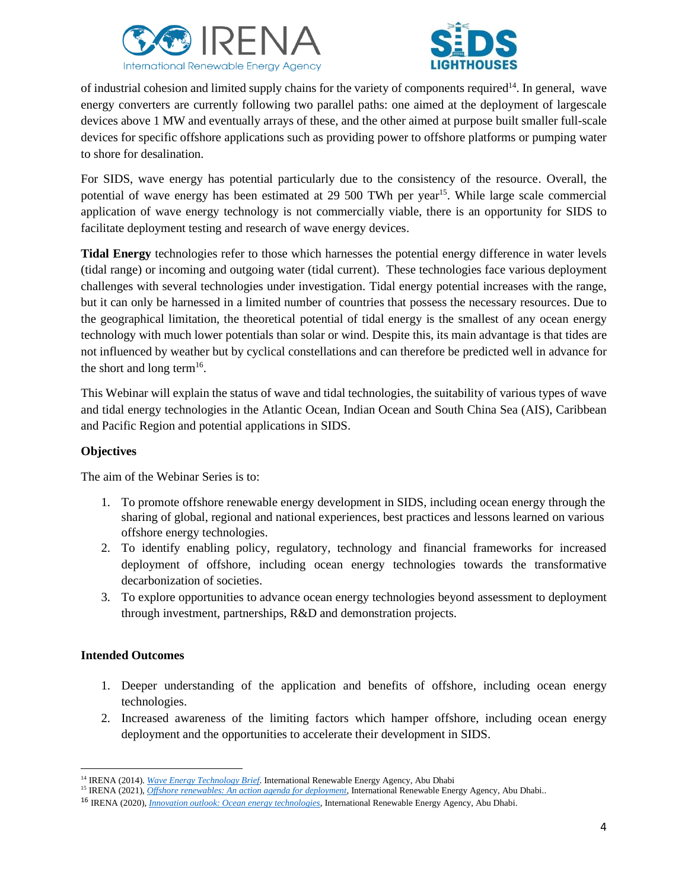of industrial cohesion and limited supply chains for the variety of components required[14]. In general, wave energy converters are currently following two parallel paths: one aimed at the deployment of largescale devices above 1 MW and eventually arrays of these, and the other aimed at purpose built smaller full-scale devices for specific offshore applications such as providing power to offshore platforms or pumping water to shore for desalination.

For SIDS, wave energy has potential particularly due to the consistency of the resource. Overall, the potential of wave energy has been estimated at 29 500 TWh per year[15]. While large scale commercial application of wave energy technology is not commercially viable, there is an opportunity for SIDS to facilitate deployment testing and research of wave energy devices.

**Tidal Energy** technologies refer to those which harnesses the potential energy difference in water levels (tidal range) or incoming and outgoing water (tidal current). These technologies face various deployment challenges with several technologies under investigation. Tidal energy potential increases with the range, but it can only be harnessed in a limited number of countries that possess the necessary resources. Due to the geographical limitation, the theoretical potential of tidal energy is the smallest of any ocean energy technology with much lower potentials than solar or wind. Despite this, its main advantage is that tides are not influenced by weather but by cyclical constellations and can therefore be predicted well in advance for the short and long term[16].

This Webinar will explain the status of wave and tidal technologies, the suitability of various types of wave and tidal energy technologies in the Atlantic Ocean, Indian Ocean and South China Sea (AIS), Caribbean and Pacific Region and potential applications in SIDS.

### Objectives

The aim of the Webinar Series is to:

1. To promote offshore renewable energy development in SIDS, including ocean energy through the sharing of global, regional and national experiences, best practices and lessons learned on various offshore energy technologies.
2. To identify enabling policy, regulatory, technology and financial frameworks for increased deployment of offshore, including ocean energy technologies towards the transformative decarbonization of societies.
3. To explore opportunities to advance ocean energy technologies beyond assessment to deployment through investment, partnerships, R&D and demonstration projects.

### Intended Outcomes

1. Deeper understanding of the application and benefits of offshore, including ocean energy technologies.
2. Increased awareness of the limiting factors which hamper offshore, including ocean energy deployment and the opportunities to accelerate their development in SIDS.

---

[14] IRENA (2014). *Wave Energy Technology Brief*. International Renewable Energy Agency, Abu Dhabi

[15] IRENA (2021), *Offshore renewables: An action agenda for deployment*, International Renewable Energy Agency, Abu Dhabi..

[16] IRENA (2020), *Innovation outlook: Ocean energy technologies*, International Renewable Energy Agency, Abu Dhabi.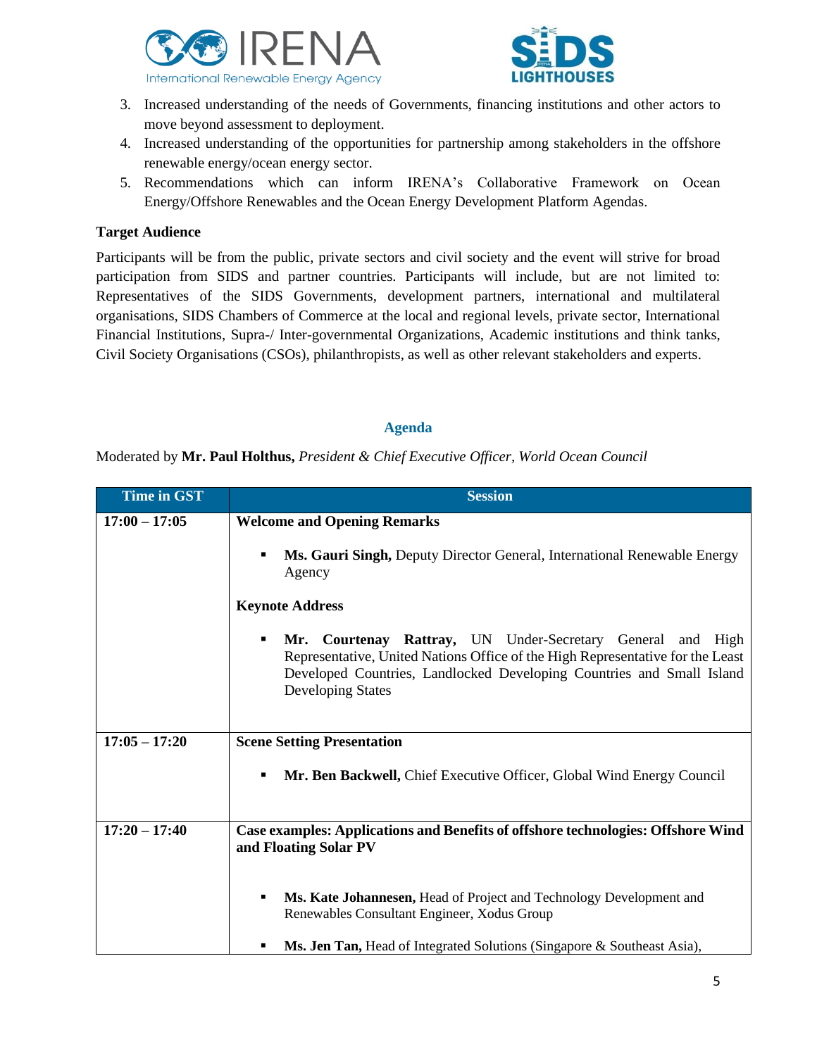3. Increased understanding of the needs of Governments, financing institutions and other actors to move beyond assessment to deployment.
4. Increased understanding of the opportunities for partnership among stakeholders in the offshore renewable energy/ocean energy sector.
5. Recommendations which can inform IRENA's Collaborative Framework on Ocean Energy/Offshore Renewables and the Ocean Energy Development Platform Agendas.

**Target Audience**

Participants will be from the public, private sectors and civil society and the event will strive for broad participation from SIDS and partner countries. Participants will include, but are not limited to: Representatives of the SIDS Governments, development partners, international and multilateral organisations, SIDS Chambers of Commerce at the local and regional levels, private sector, International Financial Institutions, Supra-/ Inter-governmental Organizations, Academic institutions and think tanks, Civil Society Organisations (CSOs), philanthropists, as well as other relevant stakeholders and experts.

## Agenda

Moderated by **Mr. Paul Holthus,** *President & Chief Executive Officer, World Ocean Council*

| Time in GST | Session |
|---|---|
| **17:00 – 17:05** | **Welcome and Opening Remarks**<br>▪ **Ms. Gauri Singh,** Deputy Director General, International Renewable Energy Agency<br>**Keynote Address**<br>▪ **Mr. Courtenay Rattray,** UN Under-Secretary General and High Representative, United Nations Office of the High Representative for the Least Developed Countries, Landlocked Developing Countries and Small Island Developing States |
| **17:05 – 17:20** | **Scene Setting Presentation**<br>▪ **Mr. Ben Backwell,** Chief Executive Officer, Global Wind Energy Council |
| **17:20 – 17:40** | **Case examples: Applications and Benefits of offshore technologies: Offshore Wind and Floating Solar PV**<br>▪ **Ms. Kate Johannesen,** Head of Project and Technology Development and Renewables Consultant Engineer, Xodus Group<br>▪ **Ms. Jen Tan,** Head of Integrated Solutions (Singapore & Southeast Asia), |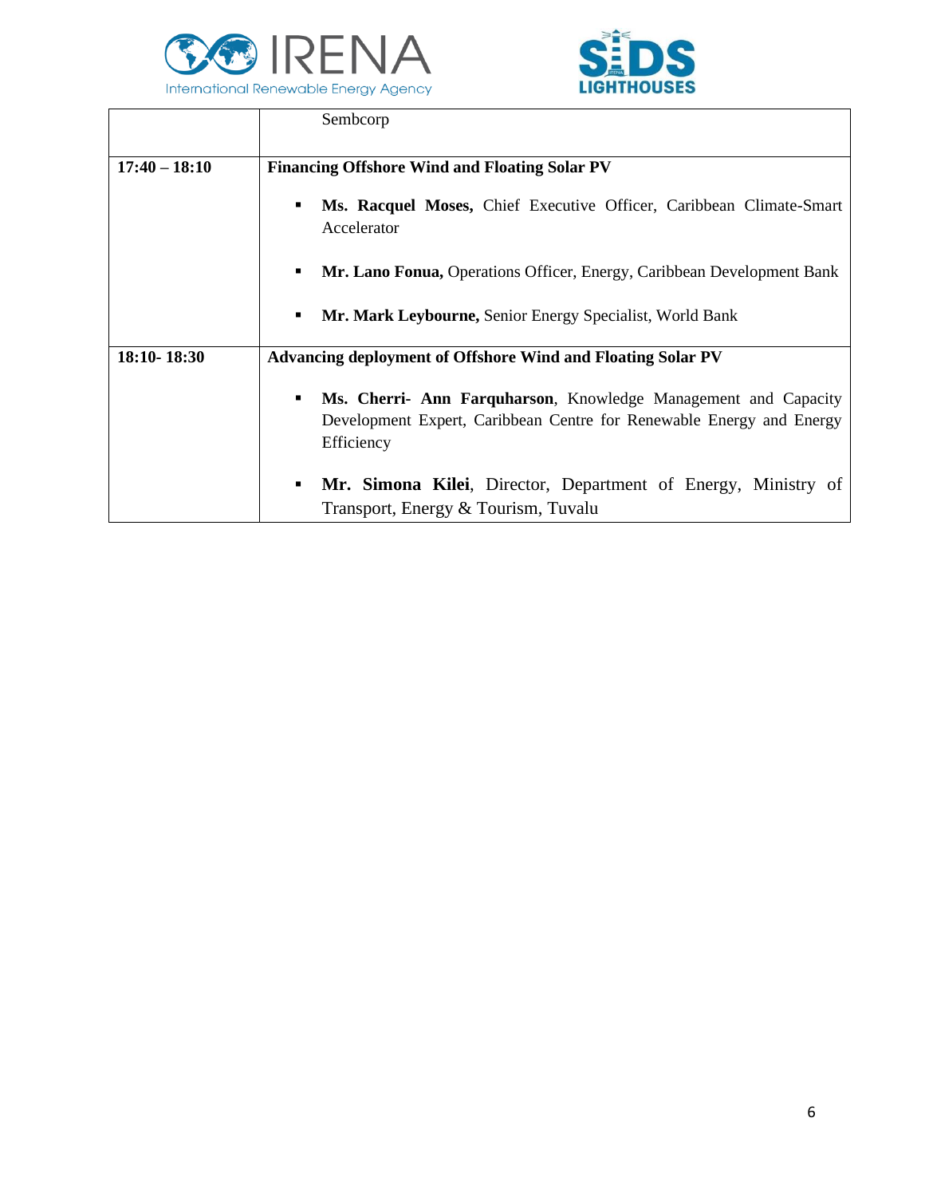| | |
|---|---|
| | Sembcorp |
| **17:40 – 18:10** | **Financing Offshore Wind and Floating Solar PV**<br><br>▪ **Ms. Racquel Moses,** Chief Executive Officer, Caribbean Climate-Smart Accelerator<br><br>▪ **Mr. Lano Fonua,** Operations Officer, Energy, Caribbean Development Bank<br><br>▪ **Mr. Mark Leybourne,** Senior Energy Specialist, World Bank |
| **18:10- 18:30** | **Advancing deployment of Offshore Wind and Floating Solar PV**<br><br>▪ **Ms. Cherri- Ann Farquharson**, Knowledge Management and Capacity Development Expert, Caribbean Centre for Renewable Energy and Energy Efficiency<br><br>▪ **Mr. Simona Kilei**, Director, Department of Energy, Ministry of Transport, Energy & Tourism, Tuvalu |